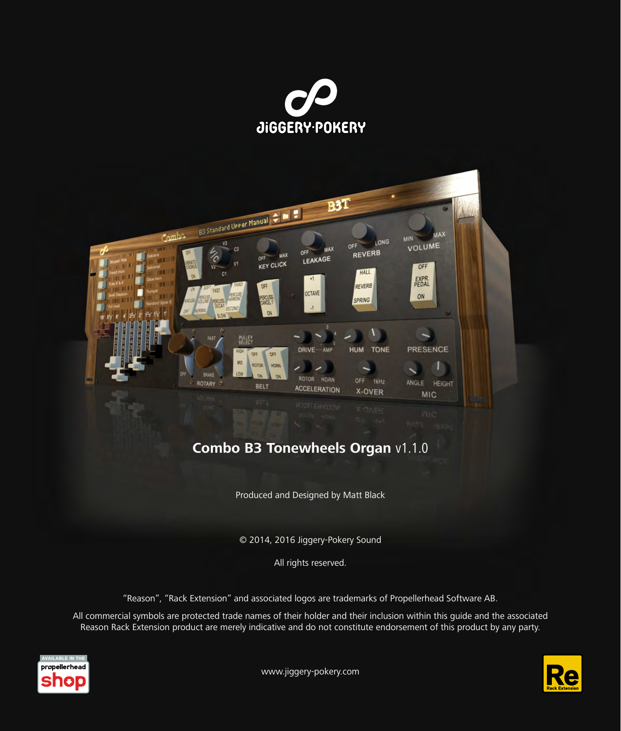JiGGERY·POKERY

# Combo B3 Tonewheels Organ v1.1.0

Produced and Designed by Matt Black

© 2014, 2016 Jiggery-Pokery Sound

All rights reserved.

"Reason", "Rack Extension" and associated logos are trademarks of Propellerhead Software AB.

All commercial symbols are protected trade names of their holder and their inclusion within this guide and the associated Reason Rack Extension product are merely indicative and do not constitute endorsement of this product by any party.

www.jiggery-pokery.com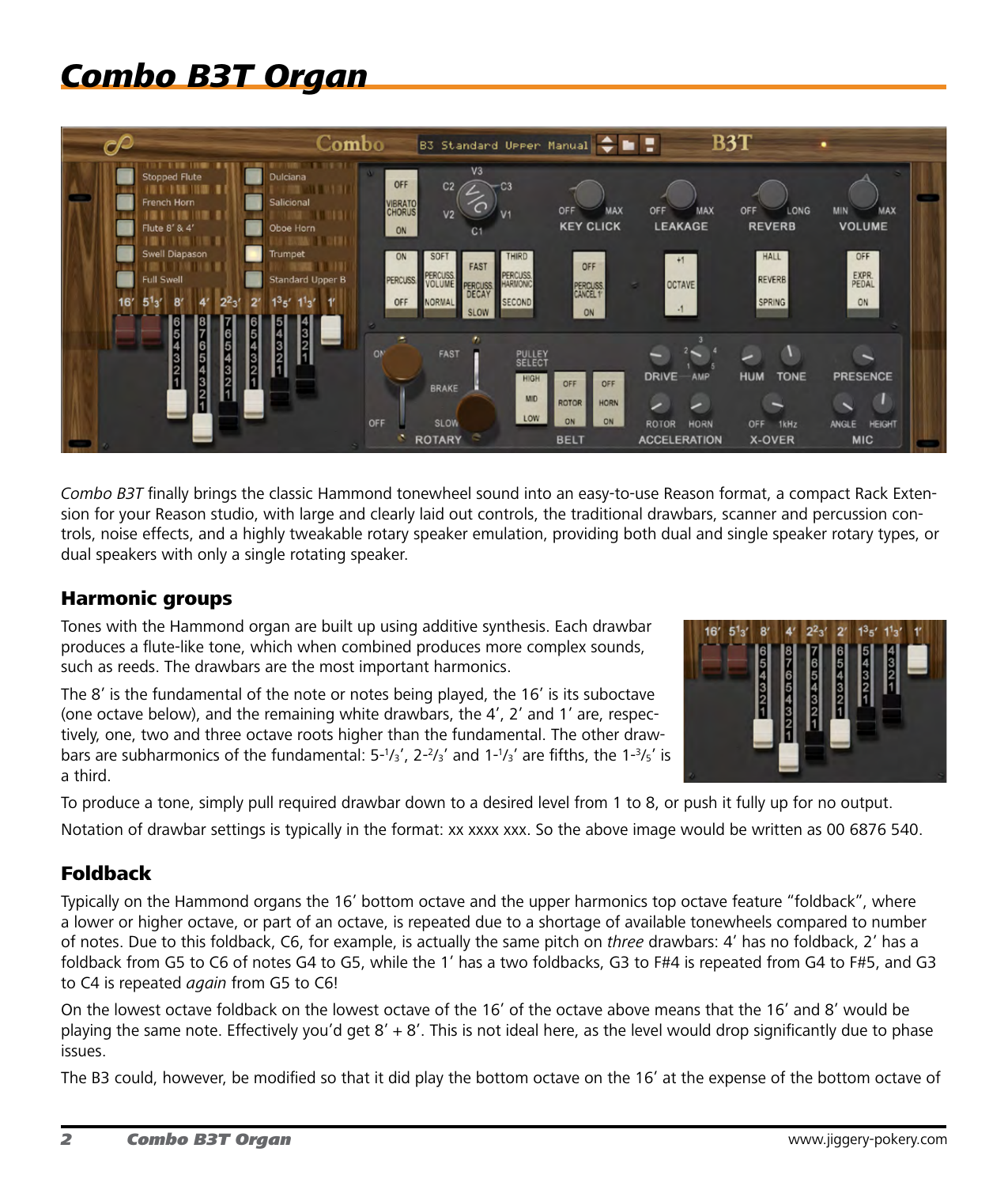# Combo B3T Organ

*Combo B3T* finally brings the classic Hammond tonewheel sound into an easy-to-use Reason format, a compact Rack Extension for your Reason studio, with large and clearly laid out controls, the traditional drawbars, scanner and percussion controls, noise effects, and a highly tweakable rotary speaker emulation, providing both dual and single speaker rotary types, or dual speakers with only a single rotating speaker.

## Harmonic groups

Tones with the Hammond organ are built up using additive synthesis. Each drawbar produces a flute-like tone, which when combined produces more complex sounds, such as reeds. The drawbars are the most important harmonics.

The 8′ is the fundamental of the note or notes being played, the 16′ is its suboctave (one octave below), and the remaining white drawbars, the 4′, 2′ and 1′ are, respectively, one, two and three octave roots higher than the fundamental. The other drawbars are subharmonics of the fundamental: 5-$^{1}/_{3}$′, 2-$^{2}/_{3}$′ and 1-$^{1}/_{3}$′ are fifths, the 1-$^{3}/_{5}$′ is a third.

To produce a tone, simply pull required drawbar down to a desired level from 1 to 8, or push it fully up for no output.

Notation of drawbar settings is typically in the format: xx xxxx xxx. So the above image would be written as 00 6876 540.

## Foldback

Typically on the Hammond organs the 16′ bottom octave and the upper harmonics top octave feature "foldback", where a lower or higher octave, or part of an octave, is repeated due to a shortage of available tonewheels compared to number of notes. Due to this foldback, C6, for example, is actually the same pitch on *three* drawbars: 4′ has no foldback, 2′ has a foldback from G5 to C6 of notes G4 to G5, while the 1′ has a two foldbacks, G3 to F#4 is repeated from G4 to F#5, and G3 to C4 is repeated *again* from G5 to C6!

On the lowest octave foldback on the lowest octave of the 16′ of the octave above means that the 16′ and 8′ would be playing the same note. Effectively you'd get 8′ + 8′. This is not ideal here, as the level would drop significantly due to phase issues.

The B3 could, however, be modified so that it did play the bottom octave on the 16′ at the expense of the bottom octave of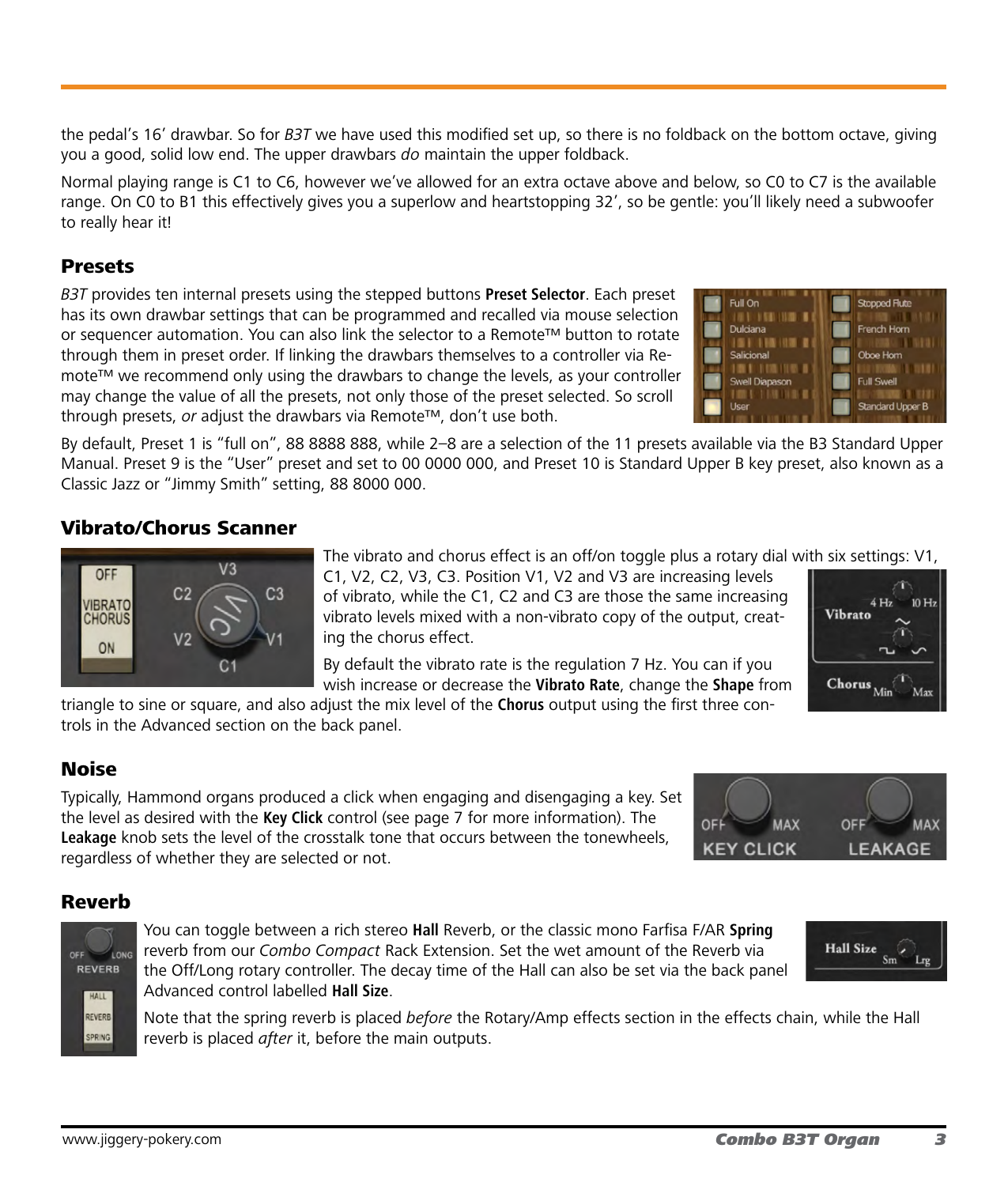the pedal's 16' drawbar. So for *B3T* we have used this modified set up, so there is no foldback on the bottom octave, giving you a good, solid low end. The upper drawbars *do* maintain the upper foldback.

Normal playing range is C1 to C6, however we've allowed for an extra octave above and below, so C0 to C7 is the available range. On C0 to B1 this effectively gives you a superlow and heartstopping 32', so be gentle: you'll likely need a subwoofer to really hear it!

## Presets

*B3T* provides ten internal presets using the stepped buttons **Preset Selector**. Each preset has its own drawbar settings that can be programmed and recalled via mouse selection or sequencer automation. You can also link the selector to a Remote™ button to rotate through them in preset order. If linking the drawbars themselves to a controller via Remote™ we recommend only using the drawbars to change the levels, as your controller may change the value of all the presets, not only those of the preset selected. So scroll through presets, *or* adjust the drawbars via Remote™, don't use both.

By default, Preset 1 is "full on", 88 8888 888, while 2–8 are a selection of the 11 presets available via the B3 Standard Upper Manual. Preset 9 is the "User" preset and set to 00 0000 000, and Preset 10 is Standard Upper B key preset, also known as a Classic Jazz or "Jimmy Smith" setting, 88 8000 000.

## Vibrato/Chorus Scanner

The vibrato and chorus effect is an off/on toggle plus a rotary dial with six settings: V1, C1, V2, C2, V3, C3. Position V1, V2 and V3 are increasing levels of vibrato, while the C1, C2 and C3 are those the same increasing vibrato levels mixed with a non-vibrato copy of the output, creating the chorus effect.

By default the vibrato rate is the regulation 7 Hz. You can if you wish increase or decrease the **Vibrato Rate**, change the **Shape** from triangle to sine or square, and also adjust the mix level of the **Chorus** output using the first three controls in the Advanced section on the back panel.

## Noise

Typically, Hammond organs produced a click when engaging and disengaging a key. Set the level as desired with the **Key Click** control (see page 7 for more information). The **Leakage** knob sets the level of the crosstalk tone that occurs between the tonewheels, regardless of whether they are selected or not.

## Reverb

You can toggle between a rich stereo **Hall** Reverb, or the classic mono Farfisa F/AR **Spring** reverb from our *Combo Compact* Rack Extension. Set the wet amount of the Reverb via the Off/Long rotary controller. The decay time of the Hall can also be set via the back panel Advanced control labelled **Hall Size**.

Note that the spring reverb is placed *before* the Rotary/Amp effects section in the effects chain, while the Hall reverb is placed *after* it, before the main outputs.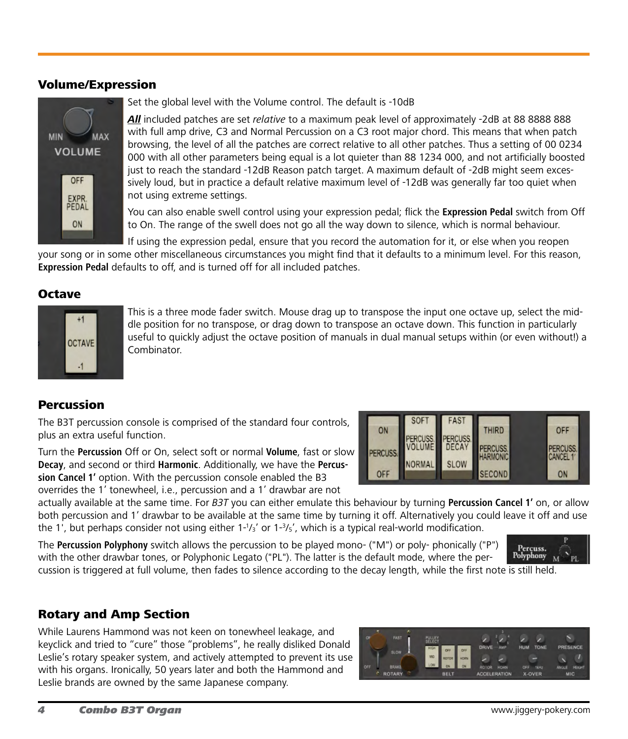## Volume/Expression

Set the global level with the Volume control. The default is -10dB

***All*** included patches are set *relative* to a maximum peak level of approximately -2dB at 88 8888 888 with full amp drive, C3 and Normal Percussion on a C3 root major chord. This means that when patch browsing, the level of all the patches are correct relative to all other patches. Thus a setting of 00 0234 000 with all other parameters being equal is a lot quieter than 88 1234 000, and not artificially boosted just to reach the standard -12dB Reason patch target. A maximum default of -2dB might seem excessively loud, but in practice a default relative maximum level of -12dB was generally far too quiet when not using extreme settings.

You can also enable swell control using your expression pedal; flick the **Expression Pedal** switch from Off to On. The range of the swell does not go all the way down to silence, which is normal behaviour.

If using the expression pedal, ensure that you record the automation for it, or else when you reopen your song or in some other miscellaneous circumstances you might find that it defaults to a minimum level. For this reason, **Expression Pedal** defaults to off, and is turned off for all included patches.

## Octave

This is a three mode fader switch. Mouse drag up to transpose the input one octave up, select the middle position for no transpose, or drag down to transpose an octave down. This function in particularly useful to quickly adjust the octave position of manuals in dual manual setups within (or even without!) a Combinator.

## Percussion

The B3T percussion console is comprised of the standard four controls, plus an extra useful function.

Turn the **Percussion** Off or On, select soft or normal **Volume**, fast or slow **Decay**, and second or third **Harmonic**. Additionally, we have the **Percussion Cancel 1′** option. With the percussion console enabled the B3 overrides the 1′ tonewheel, i.e., percussion and a 1′ drawbar are not actually available at the same time. For *B3T* you can either emulate this behaviour by turning **Percussion Cancel 1′** on, or allow both percussion and 1′ drawbar to be available at the same time by turning it off. Alternatively you could leave it off and use the 1', but perhaps consider not using either 1-1/3′ or 1-3/5′, which is a typical real-world modification.

The **Percussion Polyphony** switch allows the percussion to be played mono- ("M") or poly- phonically ("P") with the other drawbar tones, or Polyphonic Legato ("PL"). The latter is the default mode, where the percussion is triggered at full volume, then fades to silence according to the decay length, while the first note is still held.

## Rotary and Amp Section

While Laurens Hammond was not keen on tonewheel leakage, and keyclick and tried to “cure” those “problems”, he really disliked Donald Leslie’s rotary speaker system, and actively attempted to prevent its use with his organs. Ironically, 50 years later and both the Hammond and Leslie brands are owned by the same Japanese company.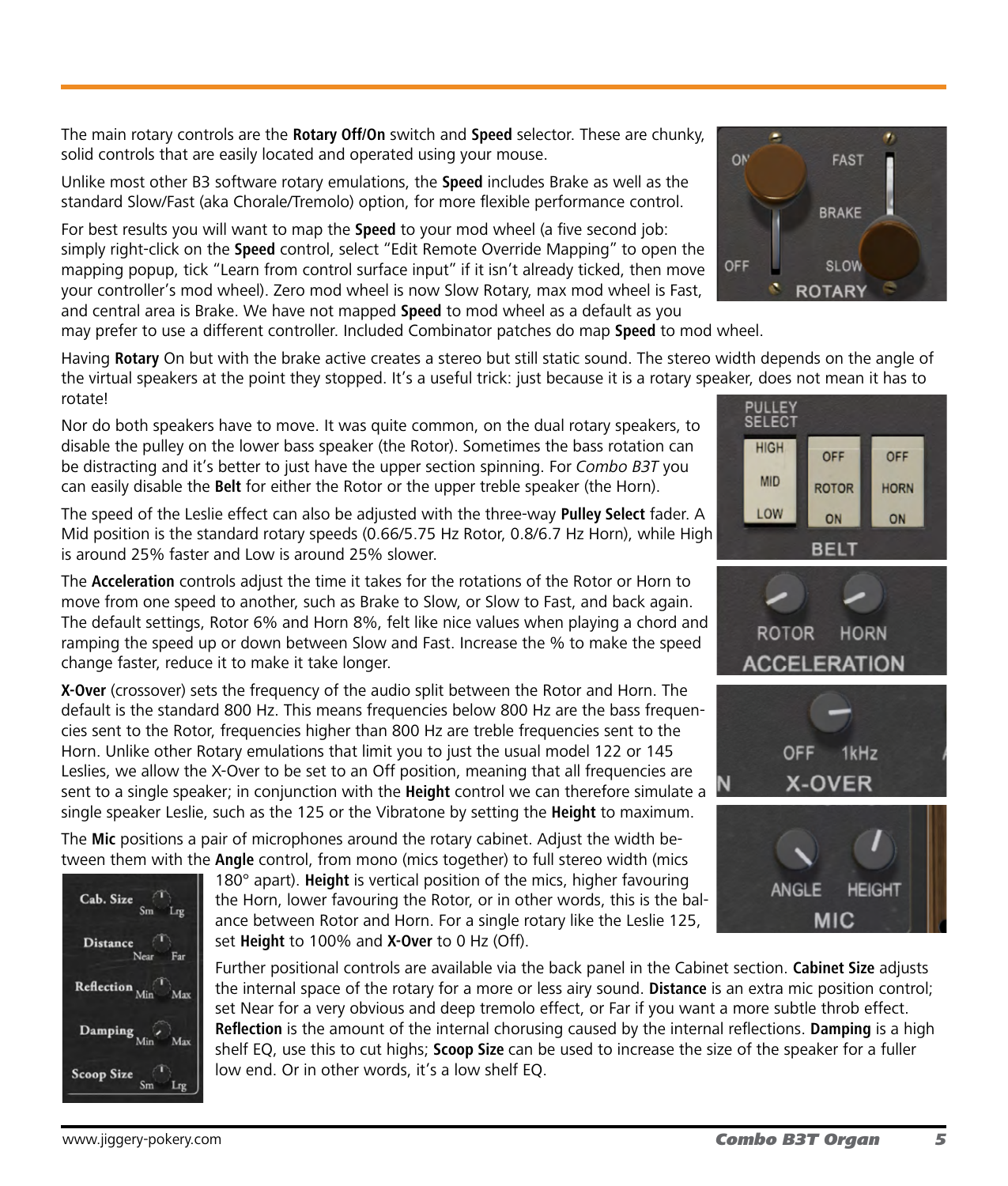The main rotary controls are the **Rotary Off/On** switch and **Speed** selector. These are chunky, solid controls that are easily located and operated using your mouse.

Unlike most other B3 software rotary emulations, the **Speed** includes Brake as well as the standard Slow/Fast (aka Chorale/Tremolo) option, for more flexible performance control.

For best results you will want to map the **Speed** to your mod wheel (a five second job: simply right-click on the **Speed** control, select "Edit Remote Override Mapping" to open the mapping popup, tick "Learn from control surface input" if it isn't already ticked, then move your controller's mod wheel). Zero mod wheel is now Slow Rotary, max mod wheel is Fast, and central area is Brake. We have not mapped **Speed** to mod wheel as a default as you may prefer to use a different controller. Included Combinator patches do map **Speed** to mod wheel.

Having **Rotary** On but with the brake active creates a stereo but still static sound. The stereo width depends on the angle of the virtual speakers at the point they stopped. It's a useful trick: just because it is a rotary speaker, does not mean it has to rotate!

Nor do both speakers have to move. It was quite common, on the dual rotary speakers, to disable the pulley on the lower bass speaker (the Rotor). Sometimes the bass rotation can be distracting and it's better to just have the upper section spinning. For *Combo B3T* you can easily disable the **Belt** for either the Rotor or the upper treble speaker (the Horn).

The speed of the Leslie effect can also be adjusted with the three-way **Pulley Select** fader. A Mid position is the standard rotary speeds (0.66/5.75 Hz Rotor, 0.8/6.7 Hz Horn), while High is around 25% faster and Low is around 25% slower.

The **Acceleration** controls adjust the time it takes for the rotations of the Rotor or Horn to move from one speed to another, such as Brake to Slow, or Slow to Fast, and back again. The default settings, Rotor 6% and Horn 8%, felt like nice values when playing a chord and ramping the speed up or down between Slow and Fast. Increase the % to make the speed change faster, reduce it to make it take longer.

**X-Over** (crossover) sets the frequency of the audio split between the Rotor and Horn. The default is the standard 800 Hz. This means frequencies below 800 Hz are the bass frequencies sent to the Rotor, frequencies higher than 800 Hz are treble frequencies sent to the Horn. Unlike other Rotary emulations that limit you to just the usual model 122 or 145 Leslies, we allow the X-Over to be set to an Off position, meaning that all frequencies are sent to a single speaker; in conjunction with the **Height** control we can therefore simulate a single speaker Leslie, such as the 125 or the Vibratone by setting the **Height** to maximum.

The **Mic** positions a pair of microphones around the rotary cabinet. Adjust the width between them with the **Angle** control, from mono (mics together) to full stereo width (mics 180° apart). **Height** is vertical position of the mics, higher favouring the Horn, lower favouring the Rotor, or in other words, this is the balance between Rotor and Horn. For a single rotary like the Leslie 125, set **Height** to 100% and **X-Over** to 0 Hz (Off).

Further positional controls are available via the back panel in the Cabinet section. **Cabinet Size** adjusts the internal space of the rotary for a more or less airy sound. **Distance** is an extra mic position control; set Near for a very obvious and deep tremolo effect, or Far if you want a more subtle throb effect. **Reflection** is the amount of the internal chorusing caused by the internal reflections. **Damping** is a high shelf EQ, use this to cut highs; **Scoop Size** can be used to increase the size of the speaker for a fuller low end. Or in other words, it's a low shelf EQ.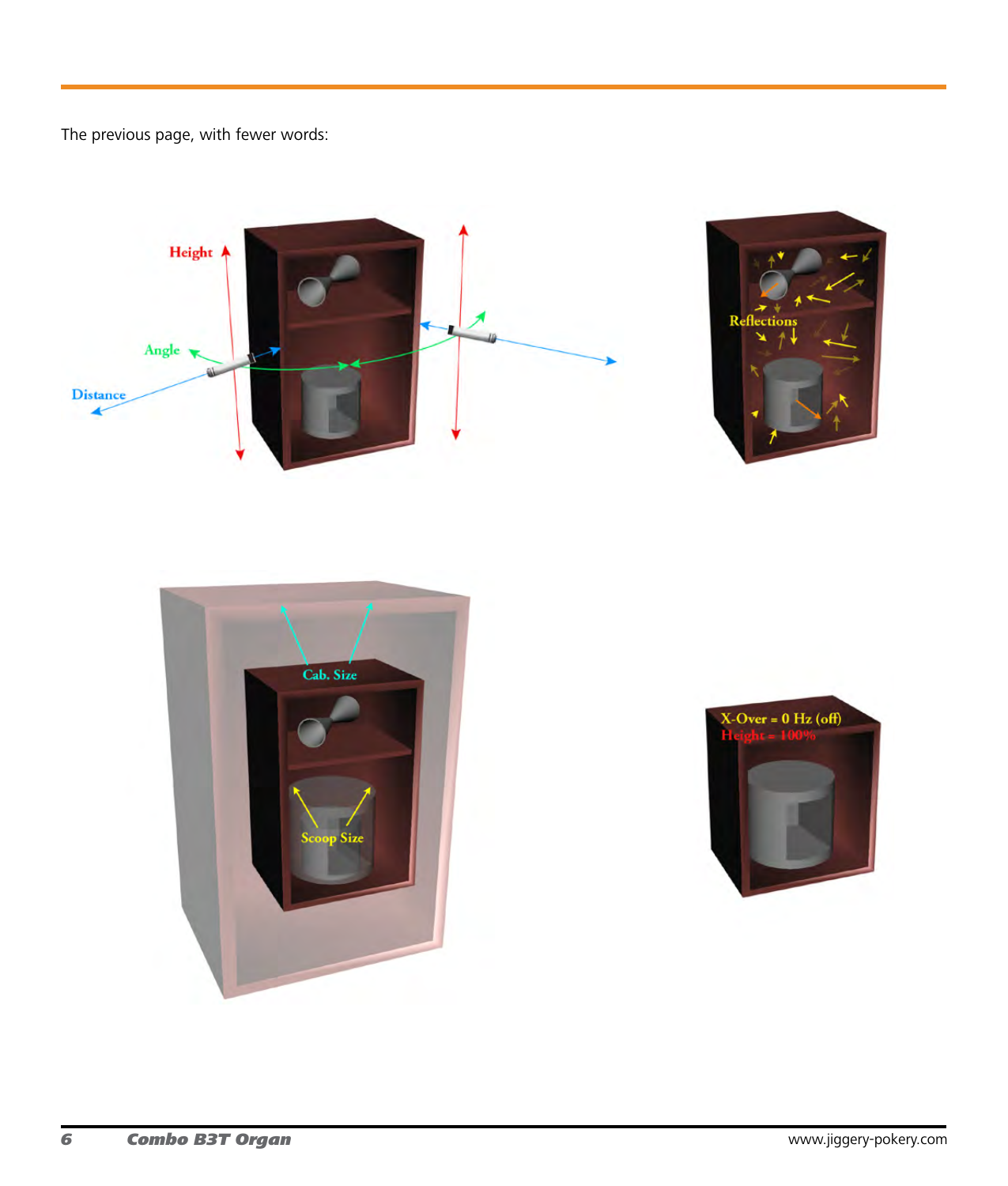The previous page, with fewer words:

Height

Angle

Distance

Reflections

Cab. Size

Scoop Size

X-Over = 0 Hz (off)

Height = 100%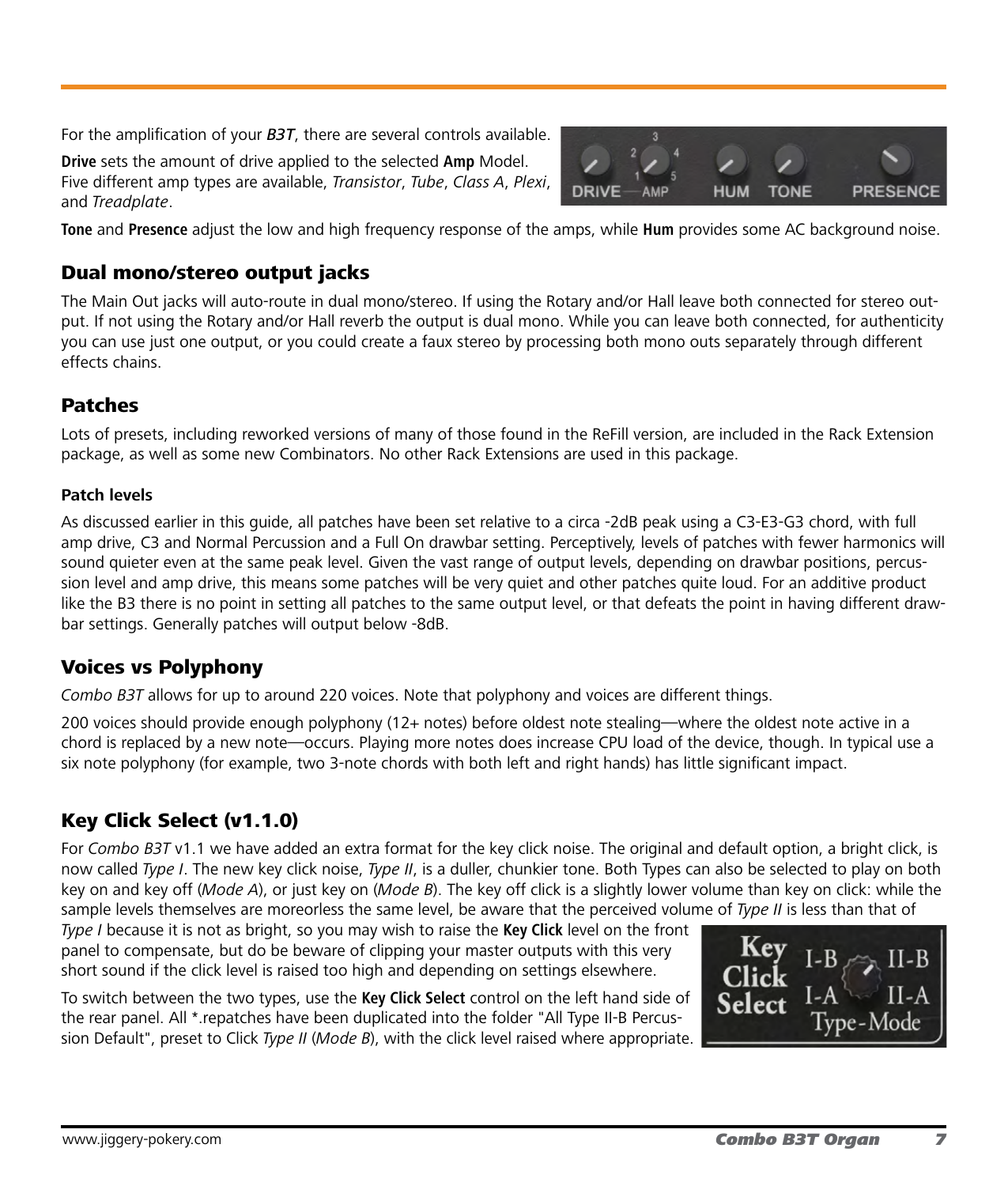For the amplification of your ***B3T***, there are several controls available.

**Drive** sets the amount of drive applied to the selected **Amp** Model. Five different amp types are available, *Transistor*, *Tube*, *Class A*, *Plexi*, and *Treadplate*.

**Tone** and **Presence** adjust the low and high frequency response of the amps, while **Hum** provides some AC background noise.

## Dual mono/stereo output jacks

The Main Out jacks will auto-route in dual mono/stereo. If using the Rotary and/or Hall leave both connected for stereo output. If not using the Rotary and/or Hall reverb the output is dual mono. While you can leave both connected, for authenticity you can use just one output, or you could create a faux stereo by processing both mono outs separately through different effects chains.

## Patches

Lots of presets, including reworked versions of many of those found in the ReFill version, are included in the Rack Extension package, as well as some new Combinators. No other Rack Extensions are used in this package.

### Patch levels

As discussed earlier in this guide, all patches have been set relative to a circa -2dB peak using a C3-E3-G3 chord, with full amp drive, C3 and Normal Percussion and a Full On drawbar setting. Perceptively, levels of patches with fewer harmonics will sound quieter even at the same peak level. Given the vast range of output levels, depending on drawbar positions, percussion level and amp drive, this means some patches will be very quiet and other patches quite loud. For an additive product like the B3 there is no point in setting all patches to the same output level, or that defeats the point in having different drawbar settings. Generally patches will output below -8dB.

## Voices vs Polyphony

*Combo B3T* allows for up to around 220 voices. Note that polyphony and voices are different things.

200 voices should provide enough polyphony (12+ notes) before oldest note stealing—where the oldest note active in a chord is replaced by a new note—occurs. Playing more notes does increase CPU load of the device, though. In typical use a six note polyphony (for example, two 3-note chords with both left and right hands) has little significant impact.

## Key Click Select (v1.1.0)

For *Combo B3T* v1.1 we have added an extra format for the key click noise. The original and default option, a bright click, is now called *Type I*. The new key click noise, *Type II*, is a duller, chunkier tone. Both Types can also be selected to play on both key on and key off (*Mode A*), or just key on (*Mode B*). The key off click is a slightly lower volume than key on click: while the sample levels themselves are moreorless the same level, be aware that the perceived volume of *Type II* is less than that of *Type I* because it is not as bright, so you may wish to raise the **Key Click** level on the front panel to compensate, but do be beware of clipping your master outputs with this very short sound if the click level is raised too high and depending on settings elsewhere.

To switch between the two types, use the **Key Click Select** control on the left hand side of the rear panel. All *.repatches have been duplicated into the folder "All Type II-B Percussion Default", preset to Click *Type II* (*Mode B*), with the click level raised where appropriate.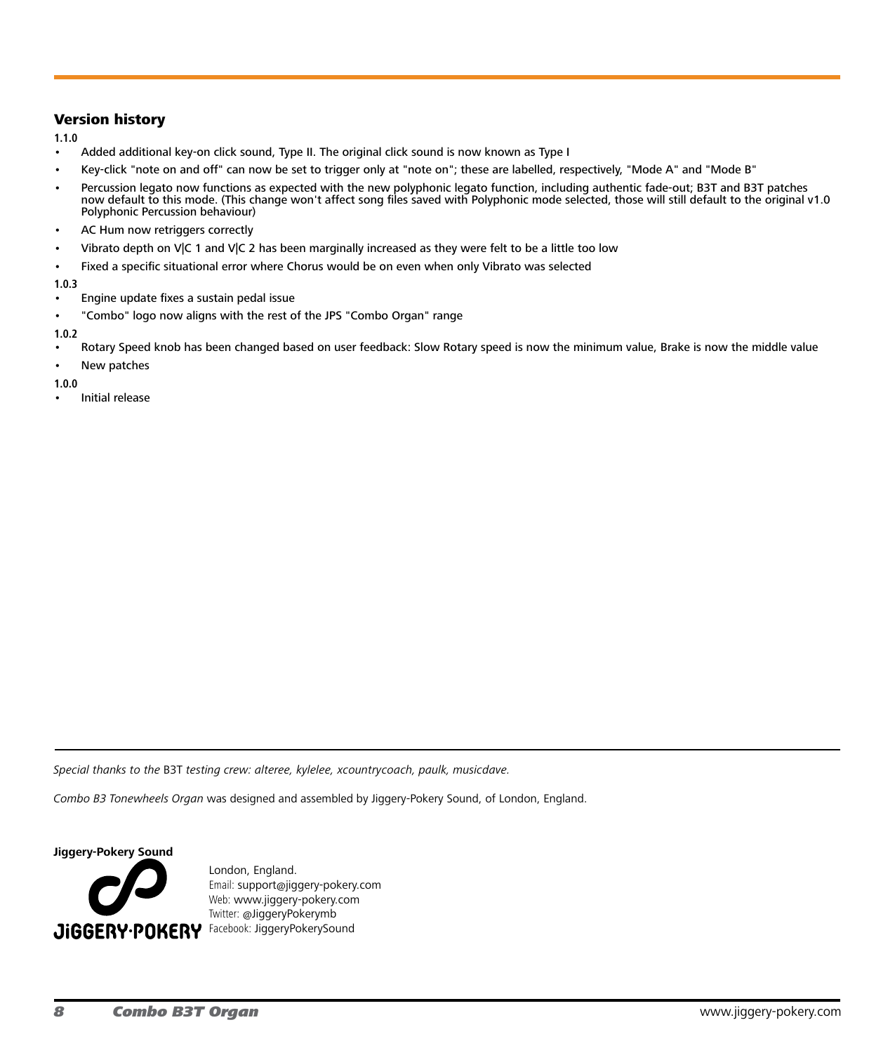## Version history

**1.1.0**

- Added additional key-on click sound, Type II. The original click sound is now known as Type I
- Key-click "note on and off" can now be set to trigger only at "note on"; these are labelled, respectively, "Mode A" and "Mode B"
- Percussion legato now functions as expected with the new polyphonic legato function, including authentic fade-out; B3T and B3T patches now default to this mode. (This change won't affect song files saved with Polyphonic mode selected, those will still default to the original v1.0 Polyphonic Percussion behaviour)
- AC Hum now retriggers correctly
- Vibrato depth on V|C 1 and V|C 2 has been marginally increased as they were felt to be a little too low
- Fixed a specific situational error where Chorus would be on even when only Vibrato was selected

**1.0.3**

- Engine update fixes a sustain pedal issue
- "Combo" logo now aligns with the rest of the JPS "Combo Organ" range

**1.0.2**

- Rotary Speed knob has been changed based on user feedback: Slow Rotary speed is now the minimum value, Brake is now the middle value
- New patches

**1.0.0**

- Initial release

---

*Special thanks to the* B3T *testing crew: alteree, kylelee, xcountrycoach, paulk, musicdave.*

*Combo B3 Tonewheels Organ* was designed and assembled by Jiggery-Pokery Sound, of London, England.

**Jiggery-Pokery Sound**

JiGGERY·POKERY

London, England.
Email: support@jiggery-pokery.com
Web: www.jiggery-pokery.com
Twitter: @JiggeryPokerymb
Facebook: JiggeryPokerySound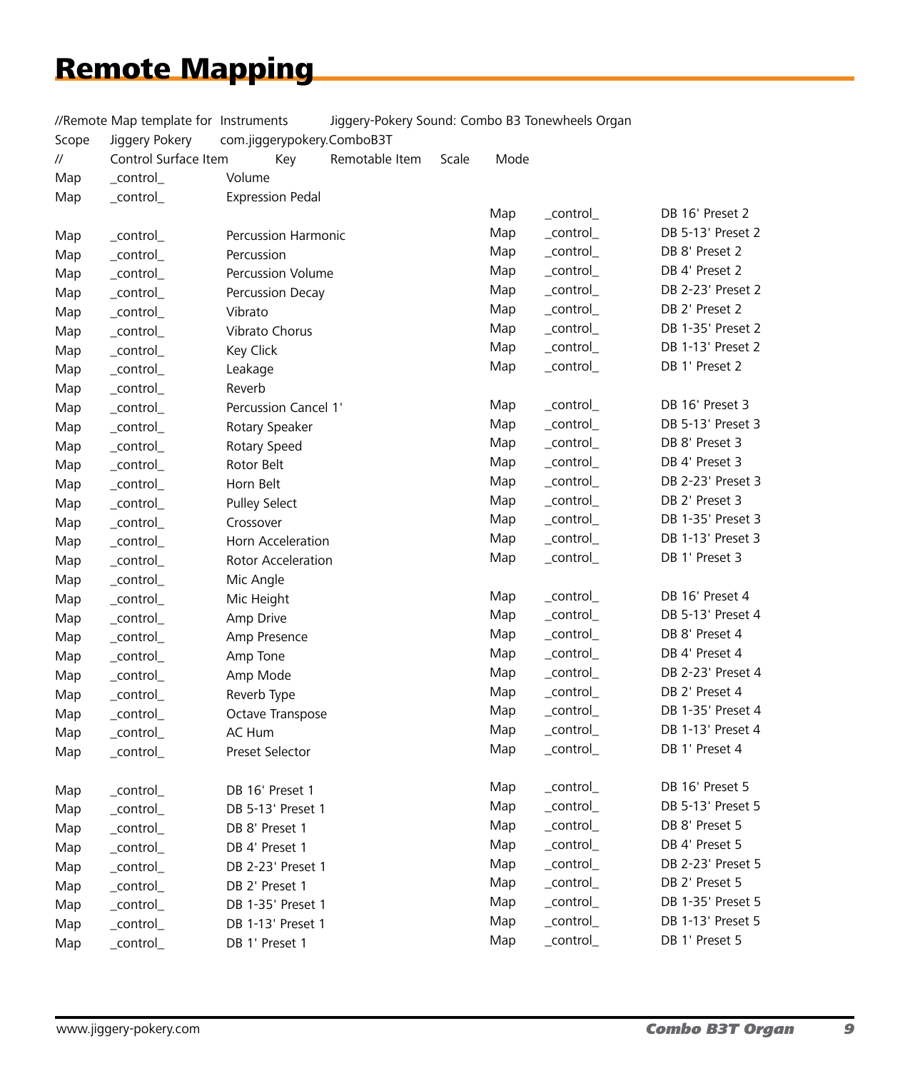# Remote Mapping

```
//Remote Map template for	Instruments		Jiggery-Pokery Sound: Combo B3 Tonewheels Organ
Scope	Jiggery Pokery	com.jiggerypokery.ComboB3T
//	Control Surface Item	Key	Remotable Item	Scale	Mode
Map	_control_	Volume
Map	_control_	Expression Pedal

Map	_control_	Percussion Harmonic
Map	_control_	Percussion
Map	_control_	Percussion Volume
Map	_control_	Percussion Decay
Map	_control_	Vibrato
Map	_control_	Vibrato Chorus
Map	_control_	Key Click
Map	_control_	Leakage
Map	_control_	Reverb
Map	_control_	Percussion Cancel 1'
Map	_control_	Rotary Speaker
Map	_control_	Rotary Speed
Map	_control_	Rotor Belt
Map	_control_	Horn Belt
Map	_control_	Pulley Select
Map	_control_	Crossover
Map	_control_	Horn Acceleration
Map	_control_	Rotor Acceleration
Map	_control_	Mic Angle
Map	_control_	Mic Height
Map	_control_	Amp Drive
Map	_control_	Amp Presence
Map	_control_	Amp Tone
Map	_control_	Amp Mode
Map	_control_	Reverb Type
Map	_control_	Octave Transpose
Map	_control_	AC Hum
Map	_control_	Preset Selector

Map	_control_	DB 16' Preset 1
Map	_control_	DB 5-13' Preset 1
Map	_control_	DB 8' Preset 1
Map	_control_	DB 4' Preset 1
Map	_control_	DB 2-23' Preset 1
Map	_control_	DB 2' Preset 1
Map	_control_	DB 1-35' Preset 1
Map	_control_	DB 1-13' Preset 1
Map	_control_	DB 1' Preset 1

Map	_control_	DB 16' Preset 2
Map	_control_	DB 5-13' Preset 2
Map	_control_	DB 8' Preset 2
Map	_control_	DB 4' Preset 2
Map	_control_	DB 2-23' Preset 2
Map	_control_	DB 2' Preset 2
Map	_control_	DB 1-35' Preset 2
Map	_control_	DB 1-13' Preset 2
Map	_control_	DB 1' Preset 2

Map	_control_	DB 16' Preset 3
Map	_control_	DB 5-13' Preset 3
Map	_control_	DB 8' Preset 3
Map	_control_	DB 4' Preset 3
Map	_control_	DB 2-23' Preset 3
Map	_control_	DB 2' Preset 3
Map	_control_	DB 1-35' Preset 3
Map	_control_	DB 1-13' Preset 3
Map	_control_	DB 1' Preset 3

Map	_control_	DB 16' Preset 4
Map	_control_	DB 5-13' Preset 4
Map	_control_	DB 8' Preset 4
Map	_control_	DB 4' Preset 4
Map	_control_	DB 2-23' Preset 4
Map	_control_	DB 2' Preset 4
Map	_control_	DB 1-35' Preset 4
Map	_control_	DB 1-13' Preset 4
Map	_control_	DB 1' Preset 4

Map	_control_	DB 16' Preset 5
Map	_control_	DB 5-13' Preset 5
Map	_control_	DB 8' Preset 5
Map	_control_	DB 4' Preset 5
Map	_control_	DB 2-23' Preset 5
Map	_control_	DB 2' Preset 5
Map	_control_	DB 1-35' Preset 5
Map	_control_	DB 1-13' Preset 5
Map	_control_	DB 1' Preset 5
```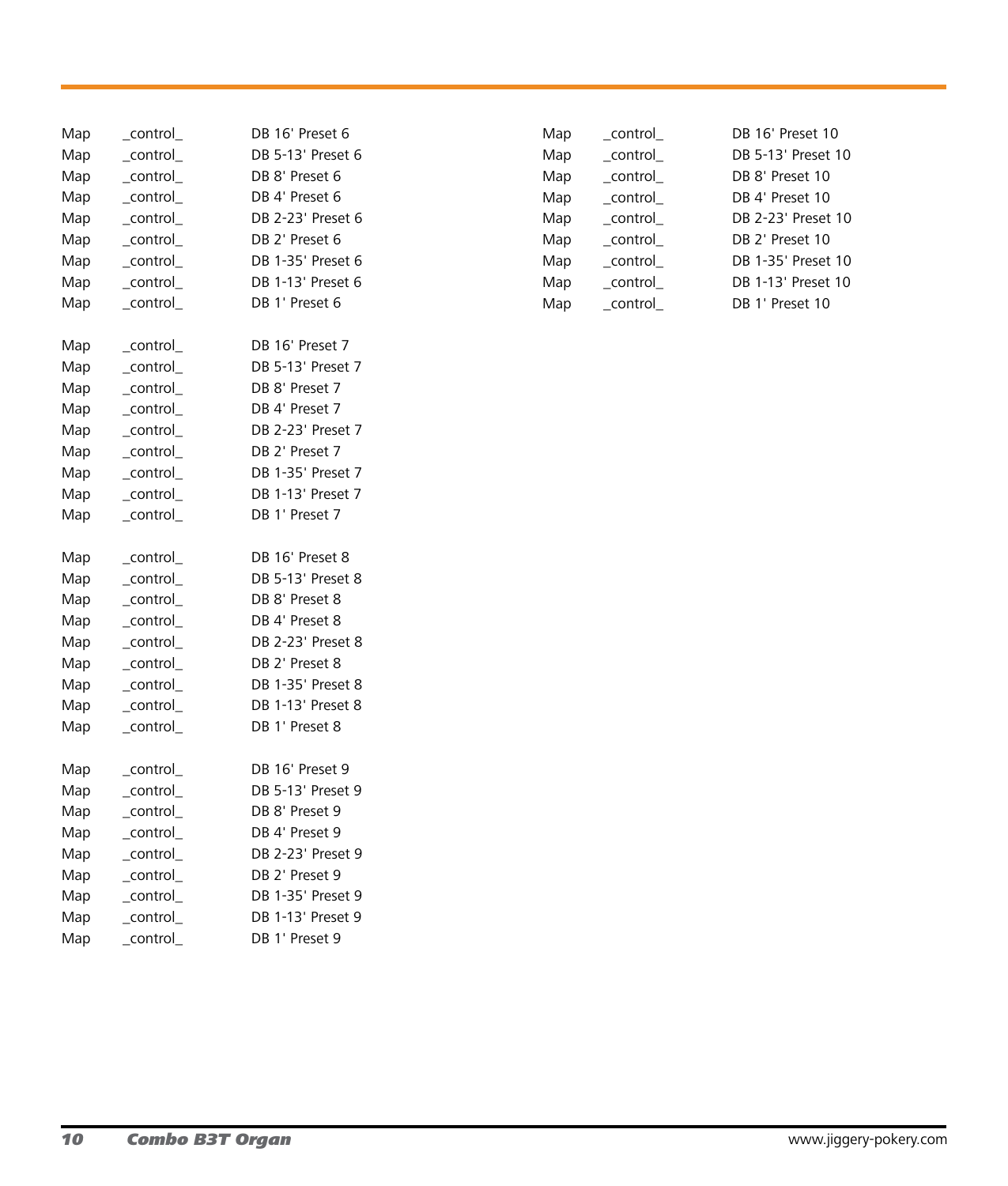Map _control_ DB 16' Preset 6
Map _control_ DB 5-13' Preset 6
Map _control_ DB 8' Preset 6
Map _control_ DB 4' Preset 6
Map _control_ DB 2-23' Preset 6
Map _control_ DB 2' Preset 6
Map _control_ DB 1-35' Preset 6
Map _control_ DB 1-13' Preset 6
Map _control_ DB 1' Preset 6

Map _control_ DB 16' Preset 7
Map _control_ DB 5-13' Preset 7
Map _control_ DB 8' Preset 7
Map _control_ DB 4' Preset 7
Map _control_ DB 2-23' Preset 7
Map _control_ DB 2' Preset 7
Map _control_ DB 1-35' Preset 7
Map _control_ DB 1-13' Preset 7
Map _control_ DB 1' Preset 7

Map _control_ DB 16' Preset 8
Map _control_ DB 5-13' Preset 8
Map _control_ DB 8' Preset 8
Map _control_ DB 4' Preset 8
Map _control_ DB 2-23' Preset 8
Map _control_ DB 2' Preset 8
Map _control_ DB 1-35' Preset 8
Map _control_ DB 1-13' Preset 8
Map _control_ DB 1' Preset 8

Map _control_ DB 16' Preset 9
Map _control_ DB 5-13' Preset 9
Map _control_ DB 8' Preset 9
Map _control_ DB 4' Preset 9
Map _control_ DB 2-23' Preset 9
Map _control_ DB 2' Preset 9
Map _control_ DB 1-35' Preset 9
Map _control_ DB 1-13' Preset 9
Map _control_ DB 1' Preset 9

Map _control_ DB 16' Preset 10
Map _control_ DB 5-13' Preset 10
Map _control_ DB 8' Preset 10
Map _control_ DB 4' Preset 10
Map _control_ DB 2-23' Preset 10
Map _control_ DB 2' Preset 10
Map _control_ DB 1-35' Preset 10
Map _control_ DB 1-13' Preset 10
Map _control_ DB 1' Preset 10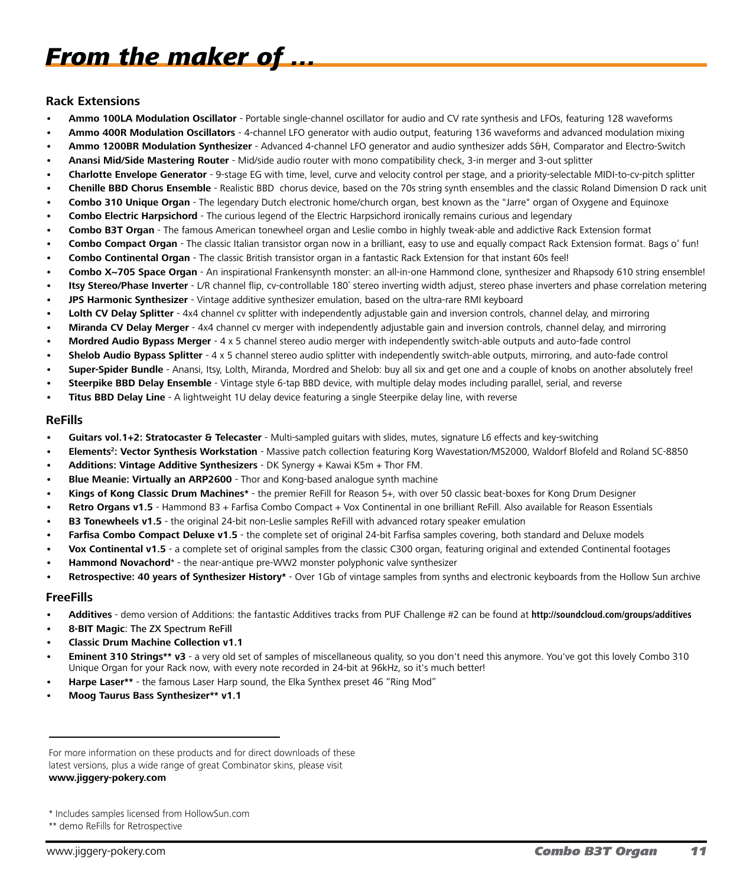# *From the maker of ...*

### Rack Extensions

- **Ammo 100LA Modulation Oscillator** - Portable single-channel oscillator for audio and CV rate synthesis and LFOs, featuring 128 waveforms
- **Ammo 400R Modulation Oscillators** - 4-channel LFO generator with audio output, featuring 136 waveforms and advanced modulation mixing
- **Ammo 1200BR Modulation Synthesizer** - Advanced 4-channel LFO generator and audio synthesizer adds S&H, Comparator and Electro-Switch
- **Anansi Mid/Side Mastering Router** - Mid/side audio router with mono compatibility check, 3-in merger and 3-out splitter
- **Charlotte Envelope Generator** - 9-stage EG with time, level, curve and velocity control per stage, and a priority-selectable MIDI-to-cv-pitch splitter
- **Chenille BBD Chorus Ensemble** - Realistic BBD chorus device, based on the 70s string synth ensembles and the classic Roland Dimension D rack unit
- **Combo 310 Unique Organ** - The legendary Dutch electronic home/church organ, best known as the "Jarre" organ of Oxygene and Equinoxe
- **Combo Electric Harpsichord** - The curious legend of the Electric Harpsichord ironically remains curious and legendary
- **Combo B3T Organ** - The famous American tonewheel organ and Leslie combo in highly tweak-able and addictive Rack Extension format
- **Combo Compact Organ** - The classic Italian transistor organ now in a brilliant, easy to use and equally compact Rack Extension format. Bags o' fun!
- **Combo Continental Organ** - The classic British transistor organ in a fantastic Rack Extension for that instant 60s feel!
- **Combo X~705 Space Organ** - An inspirational Frankensynth monster: an all-in-one Hammond clone, synthesizer and Rhapsody 610 string ensemble!
- **Itsy Stereo/Phase Inverter** - L/R channel flip, cv-controllable 180˚ stereo inverting width adjust, stereo phase inverters and phase correlation metering
- **JPS Harmonic Synthesizer** - Vintage additive synthesizer emulation, based on the ultra-rare RMI keyboard
- **Lolth CV Delay Splitter** - 4x4 channel cv splitter with independently adjustable gain and inversion controls, channel delay, and mirroring
- **Miranda CV Delay Merger** - 4x4 channel cv merger with independently adjustable gain and inversion controls, channel delay, and mirroring
- **Mordred Audio Bypass Merger** - 4 x 5 channel stereo audio merger with independently switch-able outputs and auto-fade control
- **Shelob Audio Bypass Splitter** - 4 x 5 channel stereo audio splitter with independently switch-able outputs, mirroring, and auto-fade control
- **Super-Spider Bundle** - Anansi, Itsy, Lolth, Miranda, Mordred and Shelob: buy all six and get one and a couple of knobs on another absolutely free!
- **Steerpike BBD Delay Ensemble** - Vintage style 6-tap BBD device, with multiple delay modes including parallel, serial, and reverse
- **Titus BBD Delay Line** - A lightweight 1U delay device featuring a single Steerpike delay line, with reverse

### ReFills

- **Guitars vol.1+2: Stratocaster & Telecaster** - Multi-sampled guitars with slides, mutes, signature L6 effects and key-switching
- **Elements²: Vector Synthesis Workstation** - Massive patch collection featuring Korg Wavestation/MS2000, Waldorf Blofeld and Roland SC-8850
- **Additions: Vintage Additive Synthesizers** - DK Synergy + Kawai K5m + Thor FM.
- **Blue Meanie: Virtually an ARP2600** - Thor and Kong-based analogue synth machine
- **Kings of Kong Classic Drum Machines*** - the premier ReFill for Reason 5+, with over 50 classic beat-boxes for Kong Drum Designer
- **Retro Organs v1.5** - Hammond B3 + Farfisa Combo Compact + Vox Continental in one brilliant ReFill. Also available for Reason Essentials
- **B3 Tonewheels v1.5** - the original 24-bit non-Leslie samples ReFill with advanced rotary speaker emulation
- **Farfisa Combo Compact Deluxe v1.5** - the complete set of original 24-bit Farfisa samples covering, both standard and Deluxe models
- **Vox Continental v1.5** - a complete set of original samples from the classic C300 organ, featuring original and extended Continental footages
- **Hammond Novachord*** - the near-antique pre-WW2 monster polyphonic valve synthesizer
- **Retrospective: 40 years of Synthesizer History*** - Over 1Gb of vintage samples from synths and electronic keyboards from the Hollow Sun archive

### FreeFills

- **Additives** - demo version of Additions: the fantastic Additives tracks from PUF Challenge #2 can be found at **http://soundcloud.com/groups/additives**
- **8-BIT Magic**: The ZX Spectrum ReFill
- **Classic Drum Machine Collection v1.1**
- **Eminent 310 Strings** v3** - a very old set of samples of miscellaneous quality, so you don't need this anymore. You've got this lovely Combo 310 Unique Organ for your Rack now, with every note recorded in 24-bit at 96kHz, so it's much better!
- **Harpe Laser**** - the famous Laser Harp sound, the Elka Synthex preset 46 "Ring Mod"
- **Moog Taurus Bass Synthesizer** v1.1**

---

For more information on these products and for direct downloads of these latest versions, plus a wide range of great Combinator skins, please visit
**www.jiggery-pokery.com**

\* Includes samples licensed from HollowSun.com
** demo ReFills for Retrospective